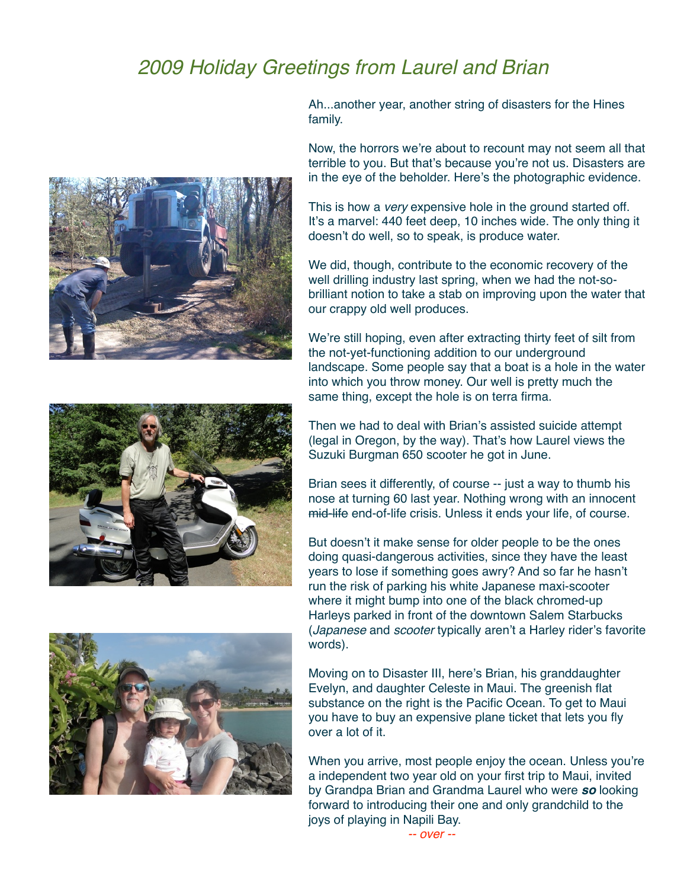# *2009 Holiday Greetings from Laurel and Brian*

Ah...another year, another string of disasters for the Hines family.

Now, the horrors we're about to recount may not seem all that terrible to you. But that's because you're not us. Disasters are in the eye of the beholder. Here's the photographic evidence.

This is how a *very* expensive hole in the ground started off. It's a marvel: 440 feet deep, 10 inches wide. The only thing it doesn't do well, so to speak, is produce water.

We did, though, contribute to the economic recovery of the well drilling industry last spring, when we had the not-so-brilliant notion to take a stab on improving upon the water that our crappy old well produces.

We're still hoping, even after extracting thirty feet of silt from the not-yet-functioning addition to our underground landscape. Some people say that a boat is a hole in the water into which you throw money. Our well is pretty much the same thing, except the hole is on terra firma.

Then we had to deal with Brian's assisted suicide attempt (legal in Oregon, by the way). That's how Laurel views the Suzuki Burgman 650 scooter he got in June.

Brian sees it differently, of course -- just a way to thumb his nose at turning 60 last year. Nothing wrong with an innocent ~~mid-life~~ end-of-life crisis. Unless it ends your life, of course.

But doesn't it make sense for older people to be the ones doing quasi-dangerous activities, since they have the least years to lose if something goes awry? And so far he hasn't run the risk of parking his white Japanese maxi-scooter where it might bump into one of the black chromed-up Harleys parked in front of the downtown Salem Starbucks (*Japanese* and *scooter* typically aren't a Harley rider's favorite words).

Moving on to Disaster III, here's Brian, his granddaughter Evelyn, and daughter Celeste in Maui. The greenish flat substance on the right is the Pacific Ocean. To get to Maui you have to buy an expensive plane ticket that lets you fly over a lot of it.

When you arrive, most people enjoy the ocean. Unless you're a independent two year old on your first trip to Maui, invited by Grandpa Brian and Grandma Laurel who were ***so*** looking forward to introducing their one and only grandchild to the joys of playing in Napili Bay.

*-- over --*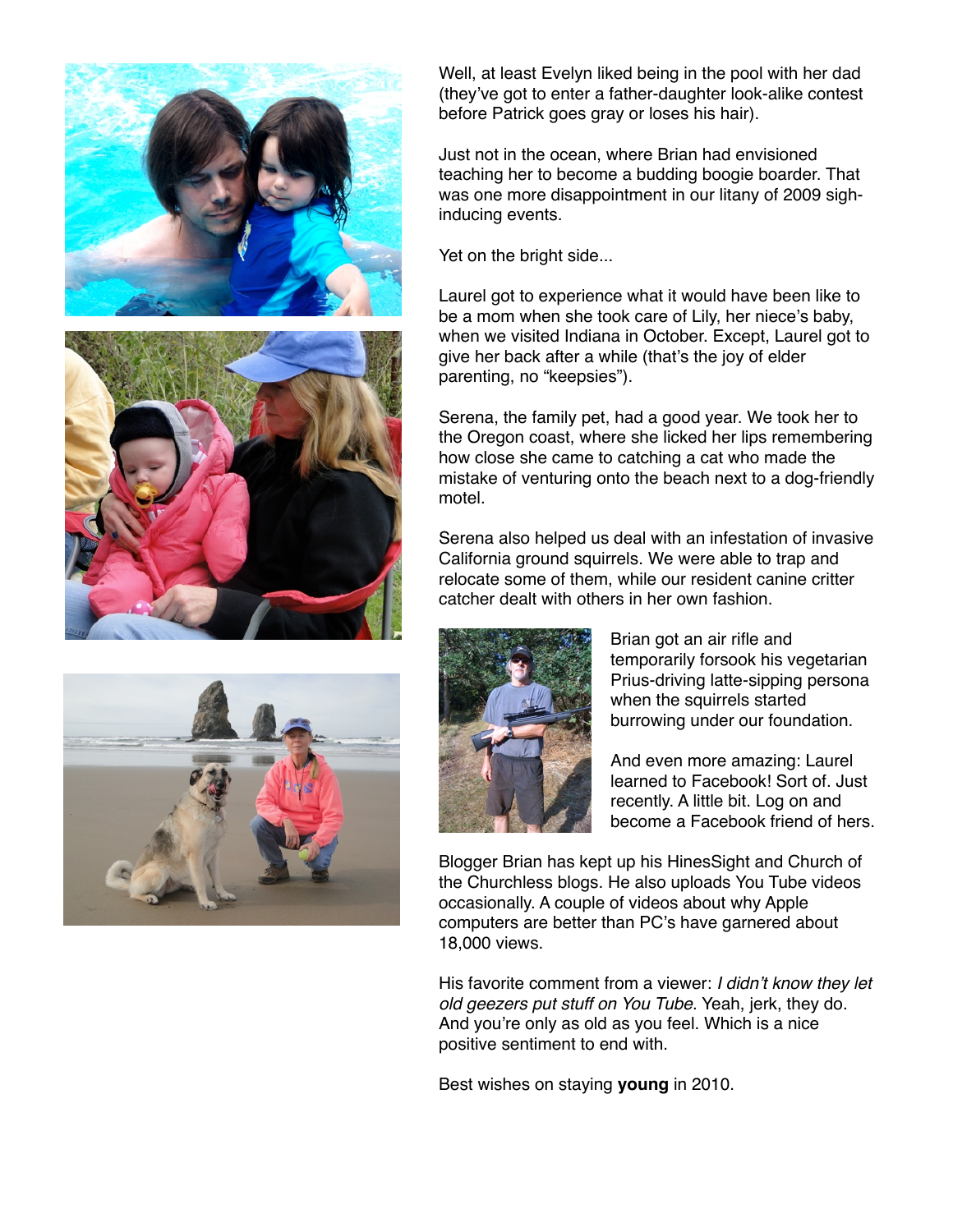Well, at least Evelyn liked being in the pool with her dad (they've got to enter a father-daughter look-alike contest before Patrick goes gray or loses his hair).

Just not in the ocean, where Brian had envisioned teaching her to become a budding boogie boarder. That was one more disappointment in our litany of 2009 sigh-inducing events.

Yet on the bright side...

Laurel got to experience what it would have been like to be a mom when she took care of Lily, her niece's baby, when we visited Indiana in October. Except, Laurel got to give her back after a while (that's the joy of elder parenting, no "keepsies").

Serena, the family pet, had a good year. We took her to the Oregon coast, where she licked her lips remembering how close she came to catching a cat who made the mistake of venturing onto the beach next to a dog-friendly motel.

Serena also helped us deal with an infestation of invasive California ground squirrels. We were able to trap and relocate some of them, while our resident canine critter catcher dealt with others in her own fashion.

Brian got an air rifle and temporarily forsook his vegetarian Prius-driving latte-sipping persona when the squirrels started burrowing under our foundation.

And even more amazing: Laurel learned to Facebook! Sort of. Just recently. A little bit. Log on and become a Facebook friend of hers.

Blogger Brian has kept up his HinesSight and Church of the Churchless blogs. He also uploads You Tube videos occasionally. A couple of videos about why Apple computers are better than PC's have garnered about 18,000 views.

His favorite comment from a viewer: *I didn't know they let old geezers put stuff on You Tube*. Yeah, jerk, they do. And you're only as old as you feel. Which is a nice positive sentiment to end with.

Best wishes on staying **young** in 2010.